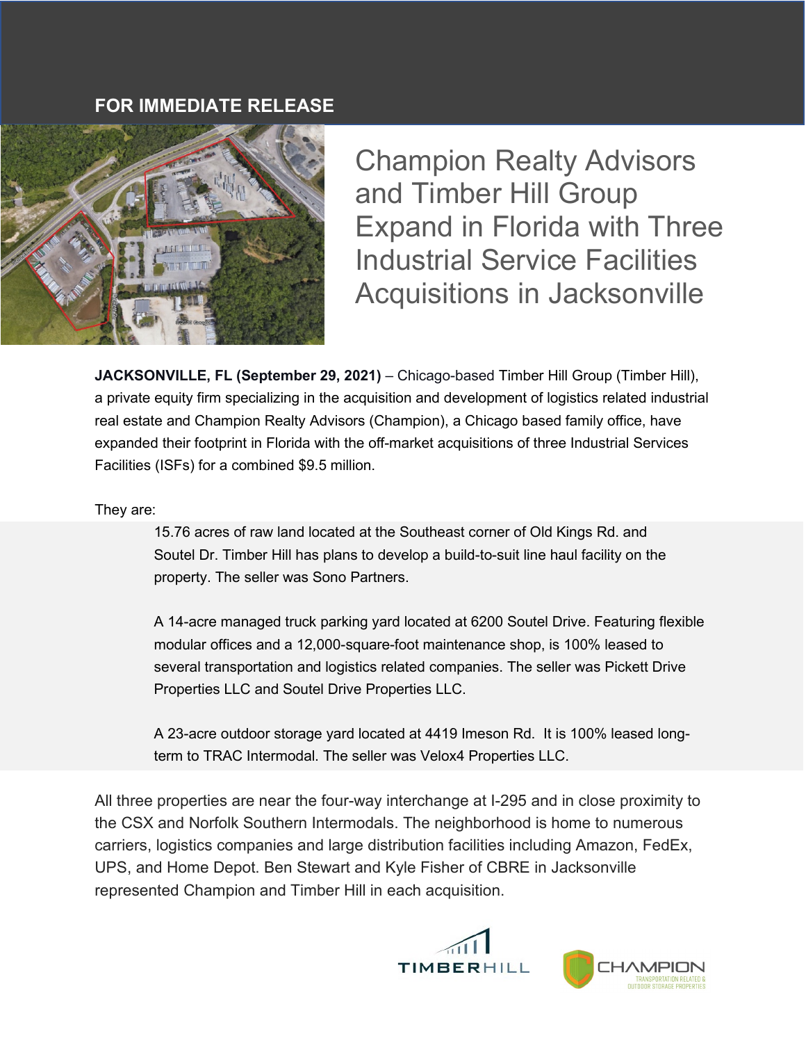**FOR IMMEDIATE RELEASE**

# Champion Realty Advisors and Timber Hill Group Expand in Florida with Three Industrial Service Facilities Acquisitions in Jacksonville

**JACKSONVILLE, FL (September 29, 2021)** – Chicago-based Timber Hill Group (Timber Hill), a private equity firm specializing in the acquisition and development of logistics related industrial real estate and Champion Realty Advisors (Champion), a Chicago based family office, have expanded their footprint in Florida with the off-market acquisitions of three Industrial Services Facilities (ISFs) for a combined $9.5 million.

They are:

> 15.76 acres of raw land located at the Southeast corner of Old Kings Rd. and Soutel Dr. Timber Hill has plans to develop a build-to-suit line haul facility on the property. The seller was Sono Partners.
>
> A 14-acre managed truck parking yard located at 6200 Soutel Drive. Featuring flexible modular offices and a 12,000-square-foot maintenance shop, is 100% leased to several transportation and logistics related companies. The seller was Pickett Drive Properties LLC and Soutel Drive Properties LLC.
>
> A 23-acre outdoor storage yard located at 4419 Imeson Rd. It is 100% leased long-term to TRAC Intermodal. The seller was Velox4 Properties LLC.

All three properties are near the four-way interchange at I-295 and in close proximity to the CSX and Norfolk Southern Intermodals. The neighborhood is home to numerous carriers, logistics companies and large distribution facilities including Amazon, FedEx, UPS, and Home Depot. Ben Stewart and Kyle Fisher of CBRE in Jacksonville represented Champion and Timber Hill in each acquisition.

TIMBERHILL

CHAMPION
TRANSPORTATION RELATED & OUTDOOR STORAGE PROPERTIES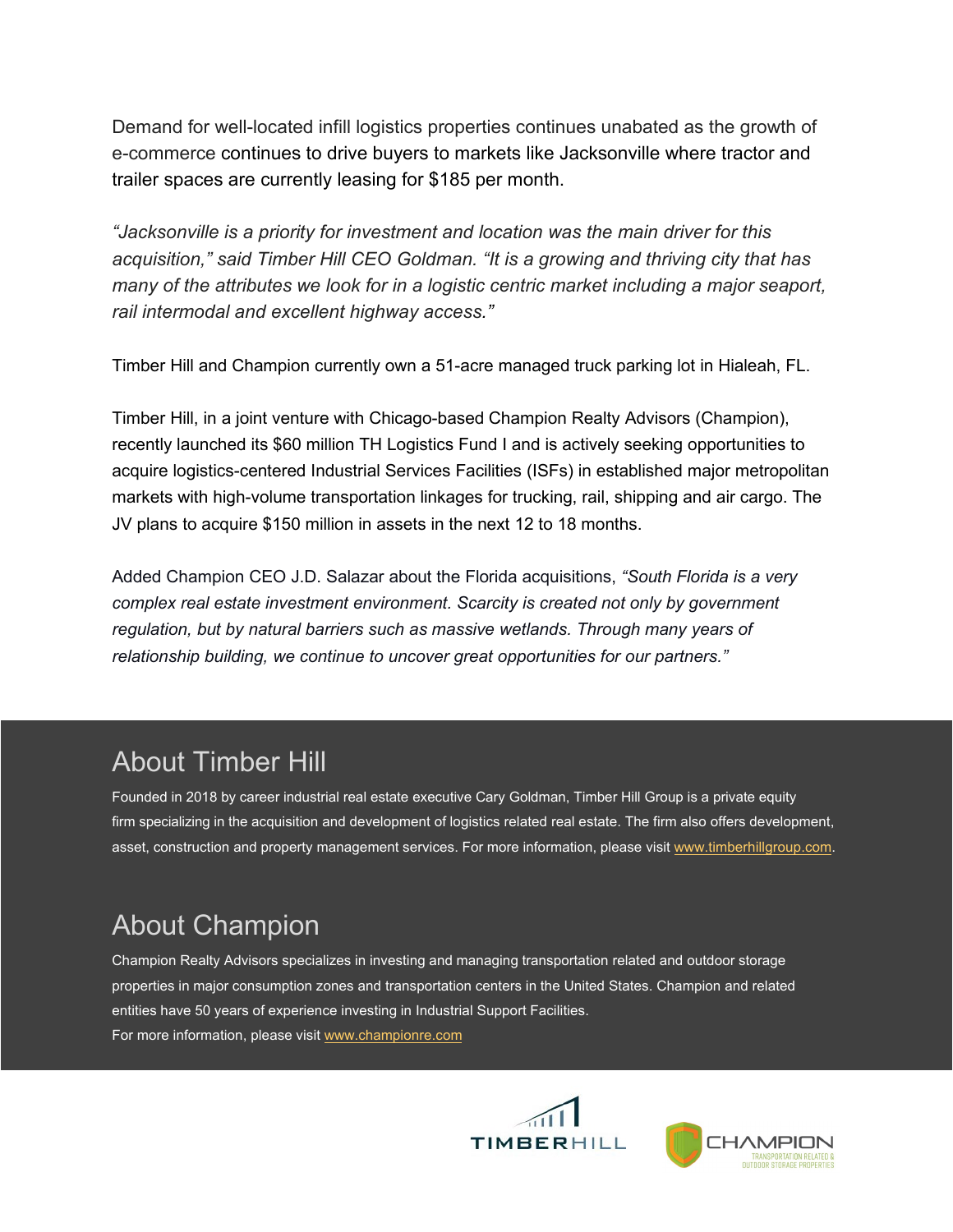Demand for well-located infill logistics properties continues unabated as the growth of e-commerce continues to drive buyers to markets like Jacksonville where tractor and trailer spaces are currently leasing for $185 per month.

*"Jacksonville is a priority for investment and location was the main driver for this acquisition," said Timber Hill CEO Goldman. "It is a growing and thriving city that has many of the attributes we look for in a logistic centric market including a major seaport, rail intermodal and excellent highway access."*

Timber Hill and Champion currently own a 51-acre managed truck parking lot in Hialeah, FL.

Timber Hill, in a joint venture with Chicago-based Champion Realty Advisors (Champion), recently launched its $60 million TH Logistics Fund I and is actively seeking opportunities to acquire logistics-centered Industrial Services Facilities (ISFs) in established major metropolitan markets with high-volume transportation linkages for trucking, rail, shipping and air cargo. The JV plans to acquire $150 million in assets in the next 12 to 18 months.

Added Champion CEO J.D. Salazar about the Florida acquisitions, *"South Florida is a very complex real estate investment environment. Scarcity is created not only by government regulation, but by natural barriers such as massive wetlands. Through many years of relationship building, we continue to uncover great opportunities for our partners."*

## About Timber Hill

Founded in 2018 by career industrial real estate executive Cary Goldman, Timber Hill Group is a private equity firm specializing in the acquisition and development of logistics related real estate. The firm also offers development, asset, construction and property management services. For more information, please visit www.timberhillgroup.com.

## About Champion

Champion Realty Advisors specializes in investing and managing transportation related and outdoor storage properties in major consumption zones and transportation centers in the United States. Champion and related entities have 50 years of experience investing in Industrial Support Facilities.
For more information, please visit www.championre.com

TIMBERHILL

CHAMPION
TRANSPORTATION RELATED & OUTDOOR STORAGE PROPERTIES